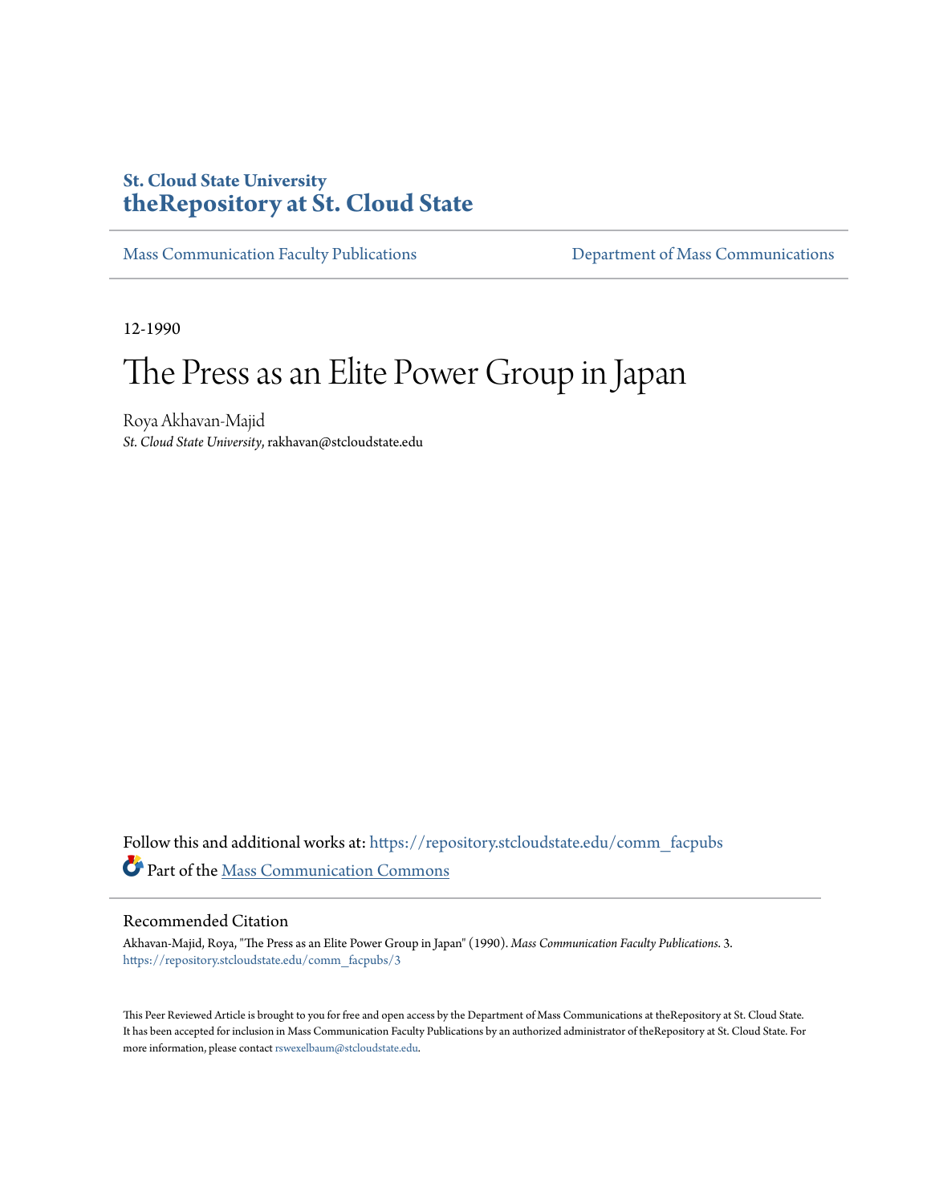# St. Cloud State University
# theRepository at St. Cloud State

Mass Communication Faculty Publications | Department of Mass Communications

12-1990

# The Press as an Elite Power Group in Japan

Roya Akhavan-Majid
*St. Cloud State University*, rakhavan@stcloudstate.edu

Follow this and additional works at: https://repository.stcloudstate.edu/comm_facpubs

Part of the Mass Communication Commons

## Recommended Citation

Akhavan-Majid, Roya, "The Press as an Elite Power Group in Japan" (1990). *Mass Communication Faculty Publications*. 3.
https://repository.stcloudstate.edu/comm_facpubs/3

This Peer Reviewed Article is brought to you for free and open access by the Department of Mass Communications at theRepository at St. Cloud State. It has been accepted for inclusion in Mass Communication Faculty Publications by an authorized administrator of theRepository at St. Cloud State. For more information, please contact rswexelbaum@stcloudstate.edu.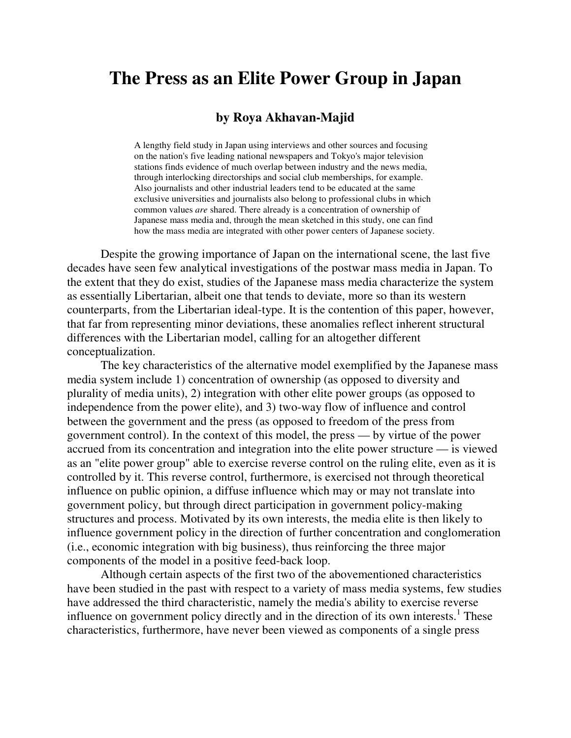# The Press as an Elite Power Group in Japan

### by Roya Akhavan-Majid

A lengthy field study in Japan using interviews and other sources and focusing on the nation's five leading national newspapers and Tokyo's major television stations finds evidence of much overlap between industry and the news media, through interlocking directorships and social club memberships, for example. Also journalists and other industrial leaders tend to be educated at the same exclusive universities and journalists also belong to professional clubs in which common values *are* shared. There already is a concentration of ownership of Japanese mass media and, through the mean sketched in this study, one can find how the mass media are integrated with other power centers of Japanese society.

Despite the growing importance of Japan on the international scene, the last five decades have seen few analytical investigations of the postwar mass media in Japan. To the extent that they do exist, studies of the Japanese mass media characterize the system as essentially Libertarian, albeit one that tends to deviate, more so than its western counterparts, from the Libertarian ideal-type. It is the contention of this paper, however, that far from representing minor deviations, these anomalies reflect inherent structural differences with the Libertarian model, calling for an altogether different conceptualization.

The key characteristics of the alternative model exemplified by the Japanese mass media system include 1) concentration of ownership (as opposed to diversity and plurality of media units), 2) integration with other elite power groups (as opposed to independence from the power elite), and 3) two-way flow of influence and control between the government and the press (as opposed to freedom of the press from government control). In the context of this model, the press — by virtue of the power accrued from its concentration and integration into the elite power structure — is viewed as an "elite power group" able to exercise reverse control on the ruling elite, even as it is controlled by it. This reverse control, furthermore, is exercised not through theoretical influence on public opinion, a diffuse influence which may or may not translate into government policy, but through direct participation in government policy-making structures and process. Motivated by its own interests, the media elite is then likely to influence government policy in the direction of further concentration and conglomeration (i.e., economic integration with big business), thus reinforcing the three major components of the model in a positive feed-back loop.

Although certain aspects of the first two of the abovementioned characteristics have been studied in the past with respect to a variety of mass media systems, few studies have addressed the third characteristic, namely the media's ability to exercise reverse influence on government policy directly and in the direction of its own interests.[1] These characteristics, furthermore, have never been viewed as components of a single press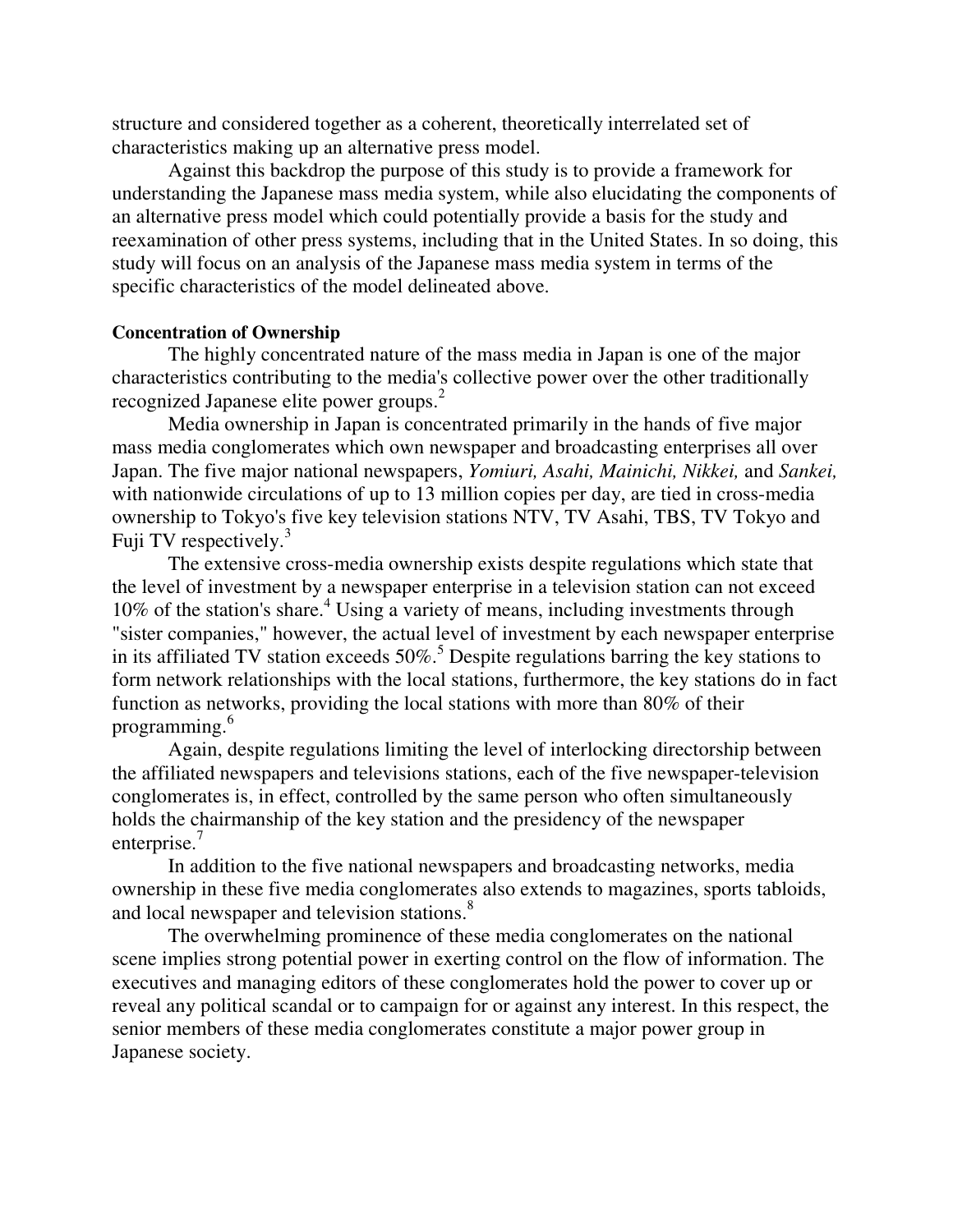structure and considered together as a coherent, theoretically interrelated set of characteristics making up an alternative press model.

Against this backdrop the purpose of this study is to provide a framework for understanding the Japanese mass media system, while also elucidating the components of an alternative press model which could potentially provide a basis for the study and reexamination of other press systems, including that in the United States. In so doing, this study will focus on an analysis of the Japanese mass media system in terms of the specific characteristics of the model delineated above.

**Concentration of Ownership**

The highly concentrated nature of the mass media in Japan is one of the major characteristics contributing to the media's collective power over the other traditionally recognized Japanese elite power groups.[2]

Media ownership in Japan is concentrated primarily in the hands of five major mass media conglomerates which own newspaper and broadcasting enterprises all over Japan. The five major national newspapers, *Yomiuri, Asahi, Mainichi, Nikkei,* and *Sankei,* with nationwide circulations of up to 13 million copies per day, are tied in cross-media ownership to Tokyo's five key television stations NTV, TV Asahi, TBS, TV Tokyo and Fuji TV respectively.[3]

The extensive cross-media ownership exists despite regulations which state that the level of investment by a newspaper enterprise in a television station can not exceed 10% of the station's share.[4] Using a variety of means, including investments through "sister companies," however, the actual level of investment by each newspaper enterprise in its affiliated TV station exceeds 50%.[5] Despite regulations barring the key stations to form network relationships with the local stations, furthermore, the key stations do in fact function as networks, providing the local stations with more than 80% of their programming.[6]

Again, despite regulations limiting the level of interlocking directorship between the affiliated newspapers and televisions stations, each of the five newspaper-television conglomerates is, in effect, controlled by the same person who often simultaneously holds the chairmanship of the key station and the presidency of the newspaper enterprise.[7]

In addition to the five national newspapers and broadcasting networks, media ownership in these five media conglomerates also extends to magazines, sports tabloids, and local newspaper and television stations.[8]

The overwhelming prominence of these media conglomerates on the national scene implies strong potential power in exerting control on the flow of information. The executives and managing editors of these conglomerates hold the power to cover up or reveal any political scandal or to campaign for or against any interest. In this respect, the senior members of these media conglomerates constitute a major power group in Japanese society.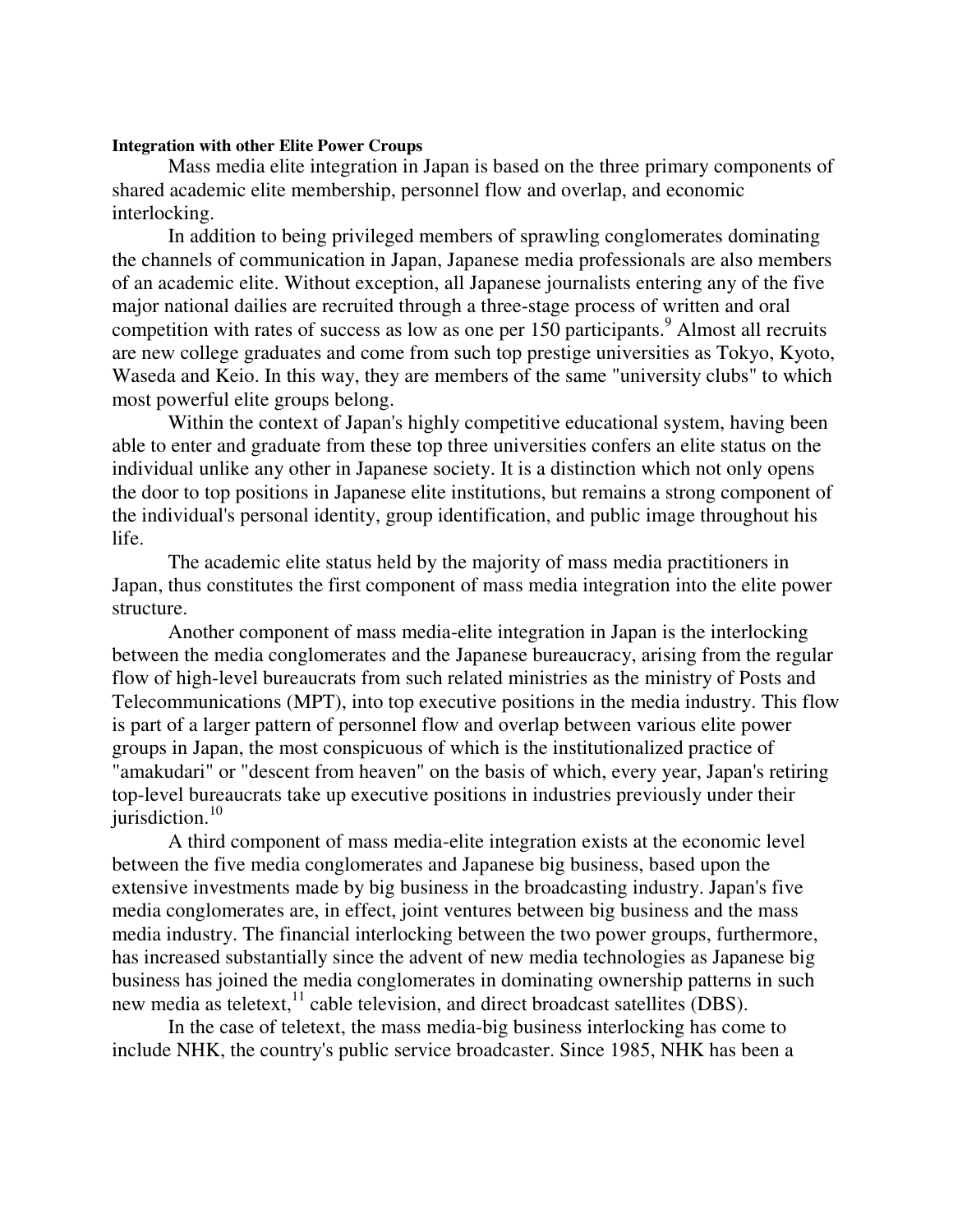**Integration with other Elite Power Croups**

Mass media elite integration in Japan is based on the three primary components of shared academic elite membership, personnel flow and overlap, and economic interlocking.

In addition to being privileged members of sprawling conglomerates dominating the channels of communication in Japan, Japanese media professionals are also members of an academic elite. Without exception, all Japanese journalists entering any of the five major national dailies are recruited through a three-stage process of written and oral competition with rates of success as low as one per 150 participants.[9] Almost all recruits are new college graduates and come from such top prestige universities as Tokyo, Kyoto, Waseda and Keio. In this way, they are members of the same "university clubs" to which most powerful elite groups belong.

Within the context of Japan's highly competitive educational system, having been able to enter and graduate from these top three universities confers an elite status on the individual unlike any other in Japanese society. It is a distinction which not only opens the door to top positions in Japanese elite institutions, but remains a strong component of the individual's personal identity, group identification, and public image throughout his life.

The academic elite status held by the majority of mass media practitioners in Japan, thus constitutes the first component of mass media integration into the elite power structure.

Another component of mass media-elite integration in Japan is the interlocking between the media conglomerates and the Japanese bureaucracy, arising from the regular flow of high-level bureaucrats from such related ministries as the ministry of Posts and Telecommunications (MPT), into top executive positions in the media industry. This flow is part of a larger pattern of personnel flow and overlap between various elite power groups in Japan, the most conspicuous of which is the institutionalized practice of "amakudari" or "descent from heaven" on the basis of which, every year, Japan's retiring top-level bureaucrats take up executive positions in industries previously under their jurisdiction.[10]

A third component of mass media-elite integration exists at the economic level between the five media conglomerates and Japanese big business, based upon the extensive investments made by big business in the broadcasting industry. Japan's five media conglomerates are, in effect, joint ventures between big business and the mass media industry. The financial interlocking between the two power groups, furthermore, has increased substantially since the advent of new media technologies as Japanese big business has joined the media conglomerates in dominating ownership patterns in such new media as teletext,[11] cable television, and direct broadcast satellites (DBS).

In the case of teletext, the mass media-big business interlocking has come to include NHK, the country's public service broadcaster. Since 1985, NHK has been a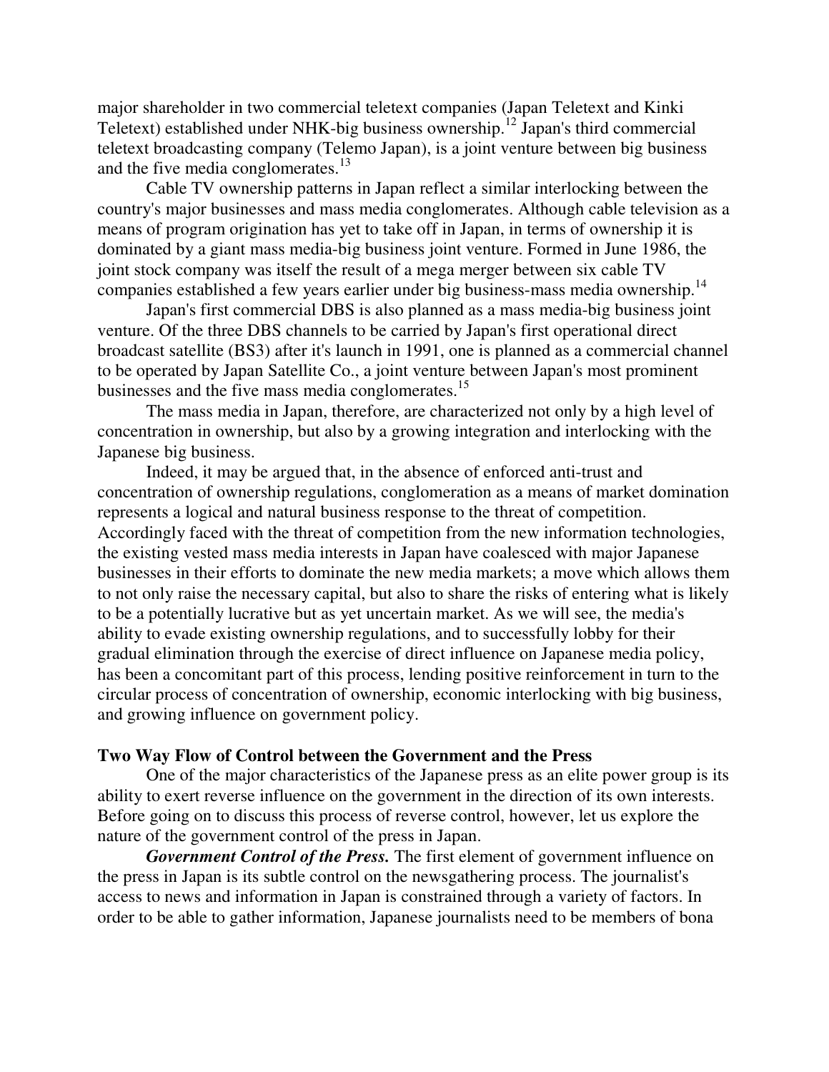major shareholder in two commercial teletext companies (Japan Teletext and Kinki Teletext) established under NHK-big business ownership.[12] Japan's third commercial teletext broadcasting company (Telemo Japan), is a joint venture between big business and the five media conglomerates.[13]

Cable TV ownership patterns in Japan reflect a similar interlocking between the country's major businesses and mass media conglomerates. Although cable television as a means of program origination has yet to take off in Japan, in terms of ownership it is dominated by a giant mass media-big business joint venture. Formed in June 1986, the joint stock company was itself the result of a mega merger between six cable TV companies established a few years earlier under big business-mass media ownership.[14]

Japan's first commercial DBS is also planned as a mass media-big business joint venture. Of the three DBS channels to be carried by Japan's first operational direct broadcast satellite (BS3) after it's launch in 1991, one is planned as a commercial channel to be operated by Japan Satellite Co., a joint venture between Japan's most prominent businesses and the five mass media conglomerates.[15]

The mass media in Japan, therefore, are characterized not only by a high level of concentration in ownership, but also by a growing integration and interlocking with the Japanese big business.

Indeed, it may be argued that, in the absence of enforced anti-trust and concentration of ownership regulations, conglomeration as a means of market domination represents a logical and natural business response to the threat of competition. Accordingly faced with the threat of competition from the new information technologies, the existing vested mass media interests in Japan have coalesced with major Japanese businesses in their efforts to dominate the new media markets; a move which allows them to not only raise the necessary capital, but also to share the risks of entering what is likely to be a potentially lucrative but as yet uncertain market. As we will see, the media's ability to evade existing ownership regulations, and to successfully lobby for their gradual elimination through the exercise of direct influence on Japanese media policy, has been a concomitant part of this process, lending positive reinforcement in turn to the circular process of concentration of ownership, economic interlocking with big business, and growing influence on government policy.

## Two Way Flow of Control between the Government and the Press

One of the major characteristics of the Japanese press as an elite power group is its ability to exert reverse influence on the government in the direction of its own interests. Before going on to discuss this process of reverse control, however, let us explore the nature of the government control of the press in Japan.

***Government Control of the Press.*** The first element of government influence on the press in Japan is its subtle control on the newsgathering process. The journalist's access to news and information in Japan is constrained through a variety of factors. In order to be able to gather information, Japanese journalists need to be members of bona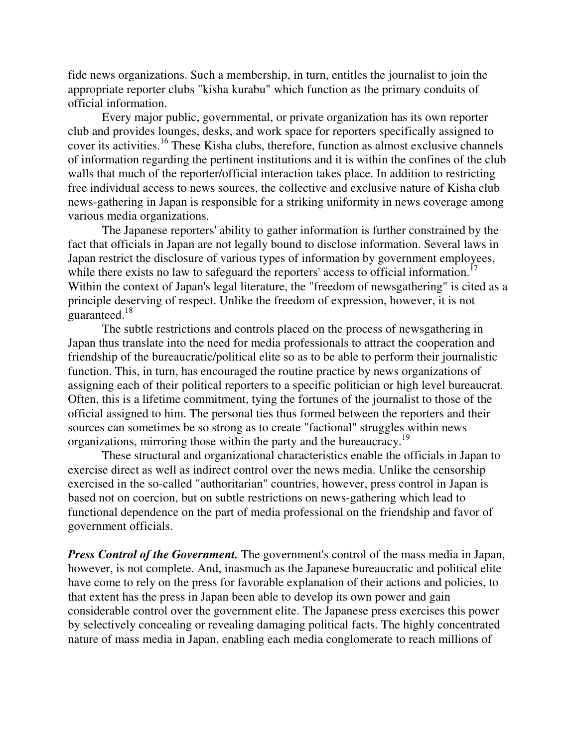fide news organizations. Such a membership, in turn, entitles the journalist to join the appropriate reporter clubs "kisha kurabu" which function as the primary conduits of official information.

Every major public, governmental, or private organization has its own reporter club and provides lounges, desks, and work space for reporters specifically assigned to cover its activities.[16] These Kisha clubs, therefore, function as almost exclusive channels of information regarding the pertinent institutions and it is within the confines of the club walls that much of the reporter/official interaction takes place. In addition to restricting free individual access to news sources, the collective and exclusive nature of Kisha club news-gathering in Japan is responsible for a striking uniformity in news coverage among various media organizations.

The Japanese reporters' ability to gather information is further constrained by the fact that officials in Japan are not legally bound to disclose information. Several laws in Japan restrict the disclosure of various types of information by government employees, while there exists no law to safeguard the reporters' access to official information.[17] Within the context of Japan's legal literature, the "freedom of newsgathering" is cited as a principle deserving of respect. Unlike the freedom of expression, however, it is not guaranteed.[18]

The subtle restrictions and controls placed on the process of newsgathering in Japan thus translate into the need for media professionals to attract the cooperation and friendship of the bureaucratic/political elite so as to be able to perform their journalistic function. This, in turn, has encouraged the routine practice by news organizations of assigning each of their political reporters to a specific politician or high level bureaucrat. Often, this is a lifetime commitment, tying the fortunes of the journalist to those of the official assigned to him. The personal ties thus formed between the reporters and their sources can sometimes be so strong as to create "factional" struggles within news organizations, mirroring those within the party and the bureaucracy.[19]

These structural and organizational characteristics enable the officials in Japan to exercise direct as well as indirect control over the news media. Unlike the censorship exercised in the so-called "authoritarian" countries, however, press control in Japan is based not on coercion, but on subtle restrictions on news-gathering which lead to functional dependence on the part of media professional on the friendship and favor of government officials.

***Press Control of the Government.*** The government's control of the mass media in Japan, however, is not complete. And, inasmuch as the Japanese bureaucratic and political elite have come to rely on the press for favorable explanation of their actions and policies, to that extent has the press in Japan been able to develop its own power and gain considerable control over the government elite. The Japanese press exercises this power by selectively concealing or revealing damaging political facts. The highly concentrated nature of mass media in Japan, enabling each media conglomerate to reach millions of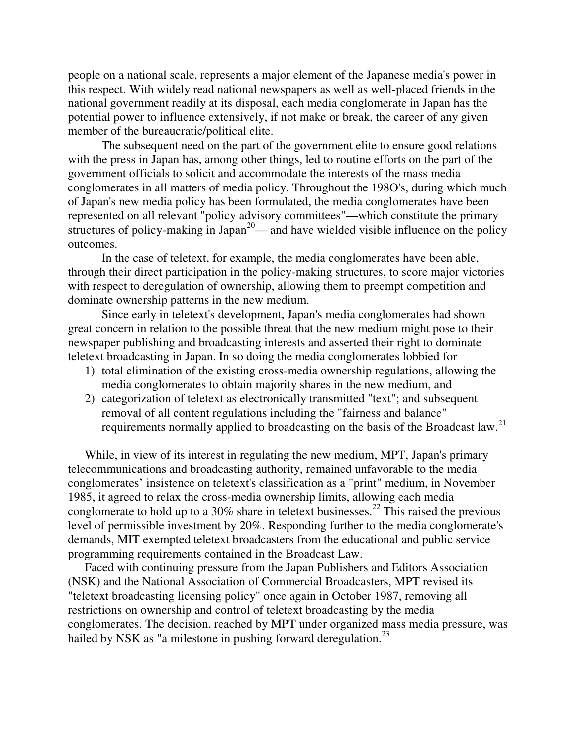people on a national scale, represents a major element of the Japanese media's power in this respect. With widely read national newspapers as well as well-placed friends in the national government readily at its disposal, each media conglomerate in Japan has the potential power to influence extensively, if not make or break, the career of any given member of the bureaucratic/political elite.

The subsequent need on the part of the government elite to ensure good relations with the press in Japan has, among other things, led to routine efforts on the part of the government officials to solicit and accommodate the interests of the mass media conglomerates in all matters of media policy. Throughout the 198O's, during which much of Japan's new media policy has been formulated, the media conglomerates have been represented on all relevant "policy advisory committees"—which constitute the primary structures of policy-making in Japan[20]— and have wielded visible influence on the policy outcomes.

In the case of teletext, for example, the media conglomerates have been able, through their direct participation in the policy-making structures, to score major victories with respect to deregulation of ownership, allowing them to preempt competition and dominate ownership patterns in the new medium.

Since early in teletext's development, Japan's media conglomerates had shown great concern in relation to the possible threat that the new medium might pose to their newspaper publishing and broadcasting interests and asserted their right to dominate teletext broadcasting in Japan. In so doing the media conglomerates lobbied for

1) total elimination of the existing cross-media ownership regulations, allowing the media conglomerates to obtain majority shares in the new medium, and
2) categorization of teletext as electronically transmitted "text"; and subsequent removal of all content regulations including the "fairness and balance" requirements normally applied to broadcasting on the basis of the Broadcast law.[21]

While, in view of its interest in regulating the new medium, MPT, Japan's primary telecommunications and broadcasting authority, remained unfavorable to the media conglomerates' insistence on teletext's classification as a "print" medium, in November 1985, it agreed to relax the cross-media ownership limits, allowing each media conglomerate to hold up to a 30% share in teletext businesses.[22] This raised the previous level of permissible investment by 20%. Responding further to the media conglomerate's demands, MIT exempted teletext broadcasters from the educational and public service programming requirements contained in the Broadcast Law.

Faced with continuing pressure from the Japan Publishers and Editors Association (NSK) and the National Association of Commercial Broadcasters, MPT revised its "teletext broadcasting licensing policy" once again in October 1987, removing all restrictions on ownership and control of teletext broadcasting by the media conglomerates. The decision, reached by MPT under organized mass media pressure, was hailed by NSK as "a milestone in pushing forward deregulation.[23]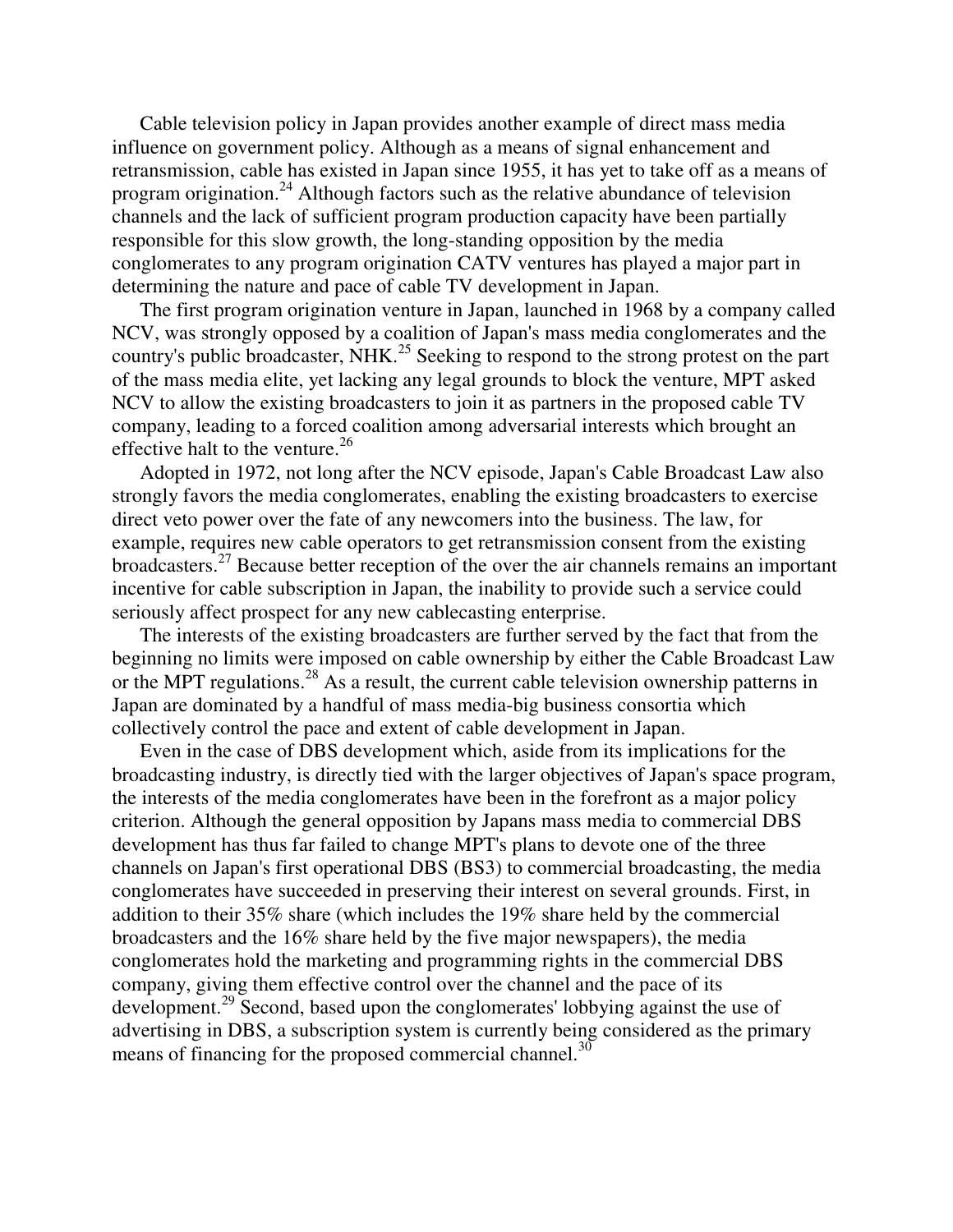Cable television policy in Japan provides another example of direct mass media influence on government policy. Although as a means of signal enhancement and retransmission, cable has existed in Japan since 1955, it has yet to take off as a means of program origination.[24] Although factors such as the relative abundance of television channels and the lack of sufficient program production capacity have been partially responsible for this slow growth, the long-standing opposition by the media conglomerates to any program origination CATV ventures has played a major part in determining the nature and pace of cable TV development in Japan.

The first program origination venture in Japan, launched in 1968 by a company called NCV, was strongly opposed by a coalition of Japan's mass media conglomerates and the country's public broadcaster, NHK.[25] Seeking to respond to the strong protest on the part of the mass media elite, yet lacking any legal grounds to block the venture, MPT asked NCV to allow the existing broadcasters to join it as partners in the proposed cable TV company, leading to a forced coalition among adversarial interests which brought an effective halt to the venture.[26]

Adopted in 1972, not long after the NCV episode, Japan's Cable Broadcast Law also strongly favors the media conglomerates, enabling the existing broadcasters to exercise direct veto power over the fate of any newcomers into the business. The law, for example, requires new cable operators to get retransmission consent from the existing broadcasters.[27] Because better reception of the over the air channels remains an important incentive for cable subscription in Japan, the inability to provide such a service could seriously affect prospect for any new cablecasting enterprise.

The interests of the existing broadcasters are further served by the fact that from the beginning no limits were imposed on cable ownership by either the Cable Broadcast Law or the MPT regulations.[28] As a result, the current cable television ownership patterns in Japan are dominated by a handful of mass media-big business consortia which collectively control the pace and extent of cable development in Japan.

Even in the case of DBS development which, aside from its implications for the broadcasting industry, is directly tied with the larger objectives of Japan's space program, the interests of the media conglomerates have been in the forefront as a major policy criterion. Although the general opposition by Japans mass media to commercial DBS development has thus far failed to change MPT's plans to devote one of the three channels on Japan's first operational DBS (BS3) to commercial broadcasting, the media conglomerates have succeeded in preserving their interest on several grounds. First, in addition to their 35% share (which includes the 19% share held by the commercial broadcasters and the 16% share held by the five major newspapers), the media conglomerates hold the marketing and programming rights in the commercial DBS company, giving them effective control over the channel and the pace of its development.[29] Second, based upon the conglomerates' lobbying against the use of advertising in DBS, a subscription system is currently being considered as the primary means of financing for the proposed commercial channel.[30]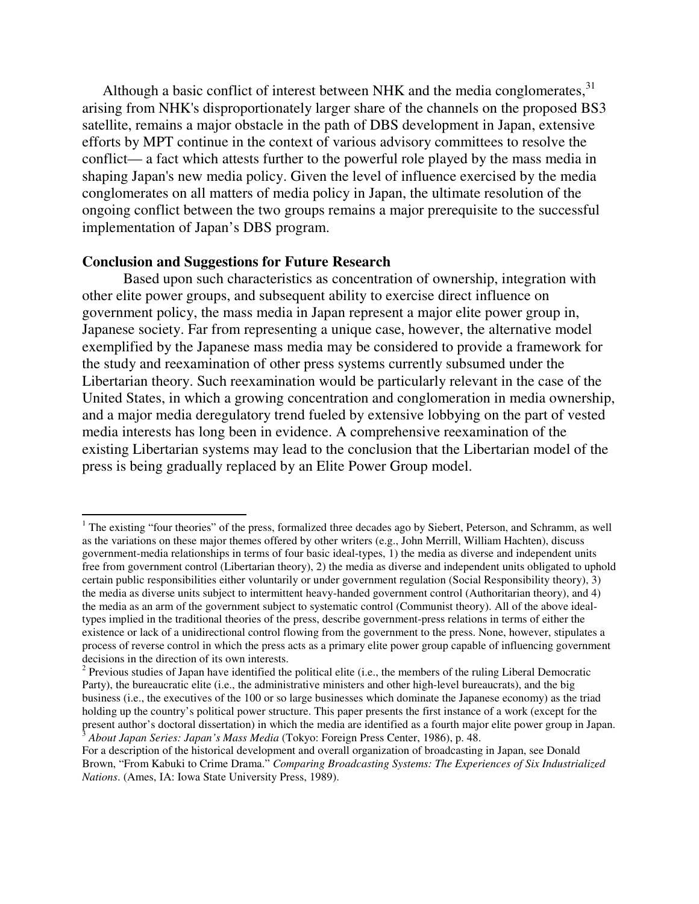Although a basic conflict of interest between NHK and the media conglomerates,[31] arising from NHK's disproportionately larger share of the channels on the proposed BS3 satellite, remains a major obstacle in the path of DBS development in Japan, extensive efforts by MPT continue in the context of various advisory committees to resolve the conflict— a fact which attests further to the powerful role played by the mass media in shaping Japan's new media policy. Given the level of influence exercised by the media conglomerates on all matters of media policy in Japan, the ultimate resolution of the ongoing conflict between the two groups remains a major prerequisite to the successful implementation of Japan's DBS program.

**Conclusion and Suggestions for Future Research**

Based upon such characteristics as concentration of ownership, integration with other elite power groups, and subsequent ability to exercise direct influence on government policy, the mass media in Japan represent a major elite power group in, Japanese society. Far from representing a unique case, however, the alternative model exemplified by the Japanese mass media may be considered to provide a framework for the study and reexamination of other press systems currently subsumed under the Libertarian theory. Such reexamination would be particularly relevant in the case of the United States, in which a growing concentration and conglomeration in media ownership, and a major media deregulatory trend fueled by extensive lobbying on the part of vested media interests has long been in evidence. A comprehensive reexamination of the existing Libertarian systems may lead to the conclusion that the Libertarian model of the press is being gradually replaced by an Elite Power Group model.

---

[1] The existing "four theories" of the press, formalized three decades ago by Siebert, Peterson, and Schramm, as well as the variations on these major themes offered by other writers (e.g., John Merrill, William Hachten), discuss government-media relationships in terms of four basic ideal-types, 1) the media as diverse and independent units free from government control (Libertarian theory), 2) the media as diverse and independent units obligated to uphold certain public responsibilities either voluntarily or under government regulation (Social Responsibility theory), 3) the media as diverse units subject to intermittent heavy-handed government control (Authoritarian theory), and 4) the media as an arm of the government subject to systematic control (Communist theory). All of the above ideal-types implied in the traditional theories of the press, describe government-press relations in terms of either the existence or lack of a unidirectional control flowing from the government to the press. None, however, stipulates a process of reverse control in which the press acts as a primary elite power group capable of influencing government decisions in the direction of its own interests.

[2] Previous studies of Japan have identified the political elite (i.e., the members of the ruling Liberal Democratic Party), the bureaucratic elite (i.e., the administrative ministers and other high-level bureaucrats), and the big business (i.e., the executives of the 100 or so large businesses which dominate the Japanese economy) as the triad holding up the country's political power structure. This paper presents the first instance of a work (except for the present author's doctoral dissertation) in which the media are identified as a fourth major elite power group in Japan.

[3] *About Japan Series: Japan's Mass Media* (Tokyo: Foreign Press Center, 1986), p. 48.

For a description of the historical development and overall organization of broadcasting in Japan, see Donald Brown, "From Kabuki to Crime Drama." *Comparing Broadcasting Systems: The Experiences of Six Industrialized Nations*. (Ames, IA: Iowa State University Press, 1989).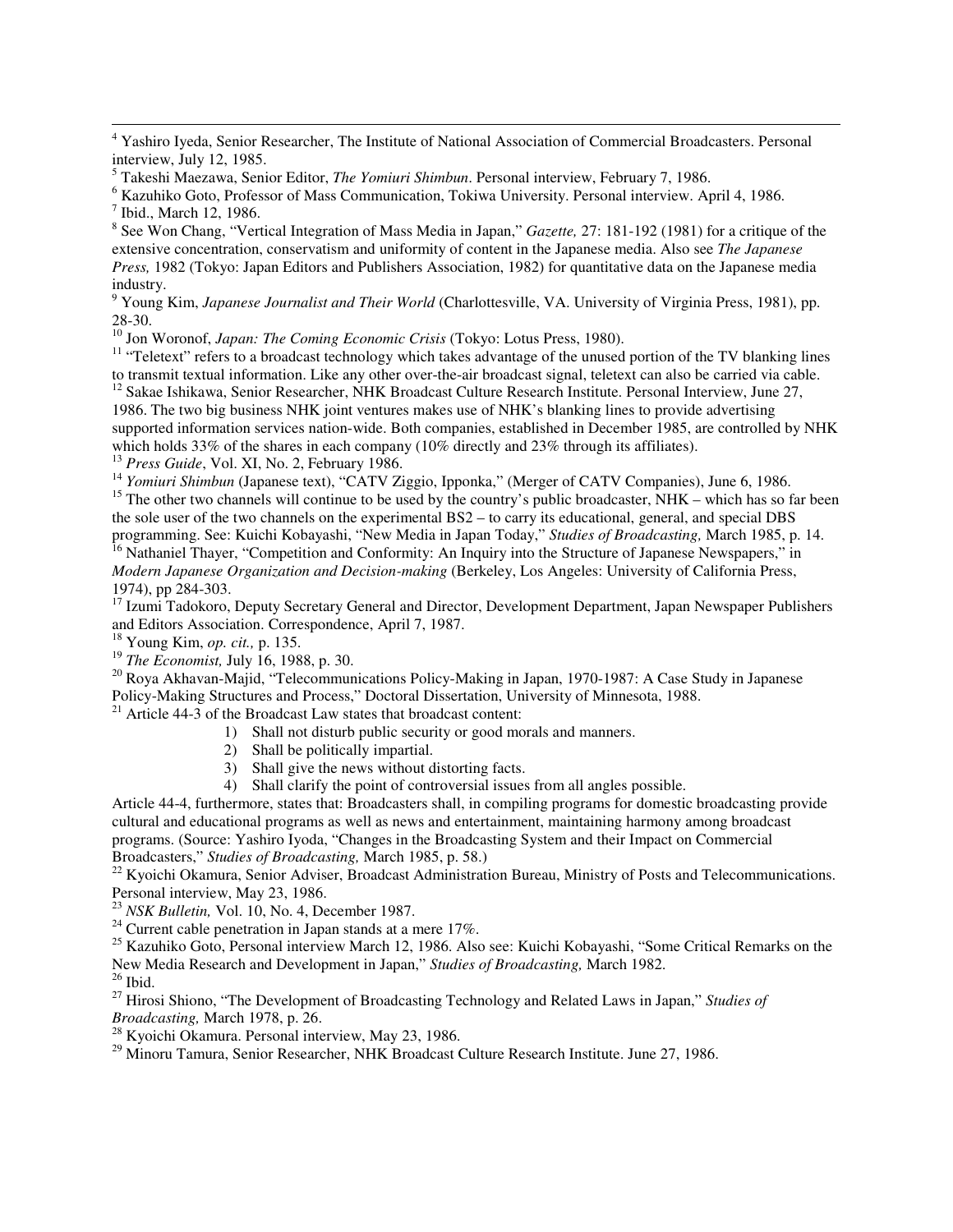[4] Yashiro Iyeda, Senior Researcher, The Institute of National Association of Commercial Broadcasters. Personal interview, July 12, 1985.

[5] Takeshi Maezawa, Senior Editor, *The Yomiuri Shimbun*. Personal interview, February 7, 1986.

[6] Kazuhiko Goto, Professor of Mass Communication, Tokiwa University. Personal interview. April 4, 1986.

[7] Ibid., March 12, 1986.

[8] See Won Chang, "Vertical Integration of Mass Media in Japan," *Gazette,* 27: 181-192 (1981) for a critique of the extensive concentration, conservatism and uniformity of content in the Japanese media. Also see *The Japanese Press,* 1982 (Tokyo: Japan Editors and Publishers Association, 1982) for quantitative data on the Japanese media industry.

[9] Young Kim, *Japanese Journalist and Their World* (Charlottesville, VA. University of Virginia Press, 1981), pp. 28-30.

[10] Jon Woronof, *Japan: The Coming Economic Crisis* (Tokyo: Lotus Press, 1980).

[11] "Teletext" refers to a broadcast technology which takes advantage of the unused portion of the TV blanking lines to transmit textual information. Like any other over-the-air broadcast signal, teletext can also be carried via cable.

[12] Sakae Ishikawa, Senior Researcher, NHK Broadcast Culture Research Institute. Personal Interview, June 27, 1986. The two big business NHK joint ventures makes use of NHK's blanking lines to provide advertising supported information services nation-wide. Both companies, established in December 1985, are controlled by NHK which holds 33% of the shares in each company (10% directly and 23% through its affiliates).

[13] *Press Guide*, Vol. XI, No. 2, February 1986.

[14] *Yomiuri Shimbun* (Japanese text), "CATV Ziggio, Ipponka," (Merger of CATV Companies), June 6, 1986.

[15] The other two channels will continue to be used by the country's public broadcaster, NHK – which has so far been the sole user of the two channels on the experimental BS2 – to carry its educational, general, and special DBS programming. See: Kuichi Kobayashi, "New Media in Japan Today," *Studies of Broadcasting,* March 1985, p. 14.

[16] Nathaniel Thayer, "Competition and Conformity: An Inquiry into the Structure of Japanese Newspapers," in *Modern Japanese Organization and Decision-making* (Berkeley, Los Angeles: University of California Press, 1974), pp 284-303.

[17] Izumi Tadokoro, Deputy Secretary General and Director, Development Department, Japan Newspaper Publishers and Editors Association. Correspondence, April 7, 1987.

[18] Young Kim, *op. cit.,* p. 135.

[19] *The Economist,* July 16, 1988, p. 30.

[20] Roya Akhavan-Majid, "Telecommunications Policy-Making in Japan, 1970-1987: A Case Study in Japanese Policy-Making Structures and Process," Doctoral Dissertation, University of Minnesota, 1988.

[21] Article 44-3 of the Broadcast Law states that broadcast content:

1) Shall not disturb public security or good morals and manners.
2) Shall be politically impartial.
3) Shall give the news without distorting facts.
4) Shall clarify the point of controversial issues from all angles possible.

Article 44-4, furthermore, states that: Broadcasters shall, in compiling programs for domestic broadcasting provide cultural and educational programs as well as news and entertainment, maintaining harmony among broadcast programs. (Source: Yashiro Iyoda, "Changes in the Broadcasting System and their Impact on Commercial Broadcasters," *Studies of Broadcasting,* March 1985, p. 58.)

[22] Kyoichi Okamura, Senior Adviser, Broadcast Administration Bureau, Ministry of Posts and Telecommunications. Personal interview, May 23, 1986.

[23] *NSK Bulletin,* Vol. 10, No. 4, December 1987.

[24] Current cable penetration in Japan stands at a mere 17%.

[25] Kazuhiko Goto, Personal interview March 12, 1986. Also see: Kuichi Kobayashi, "Some Critical Remarks on the New Media Research and Development in Japan," *Studies of Broadcasting,* March 1982.

[26] Ibid.

[27] Hirosi Shiono, "The Development of Broadcasting Technology and Related Laws in Japan," *Studies of Broadcasting,* March 1978, p. 26.

[28] Kyoichi Okamura. Personal interview, May 23, 1986.

[29] Minoru Tamura, Senior Researcher, NHK Broadcast Culture Research Institute. June 27, 1986.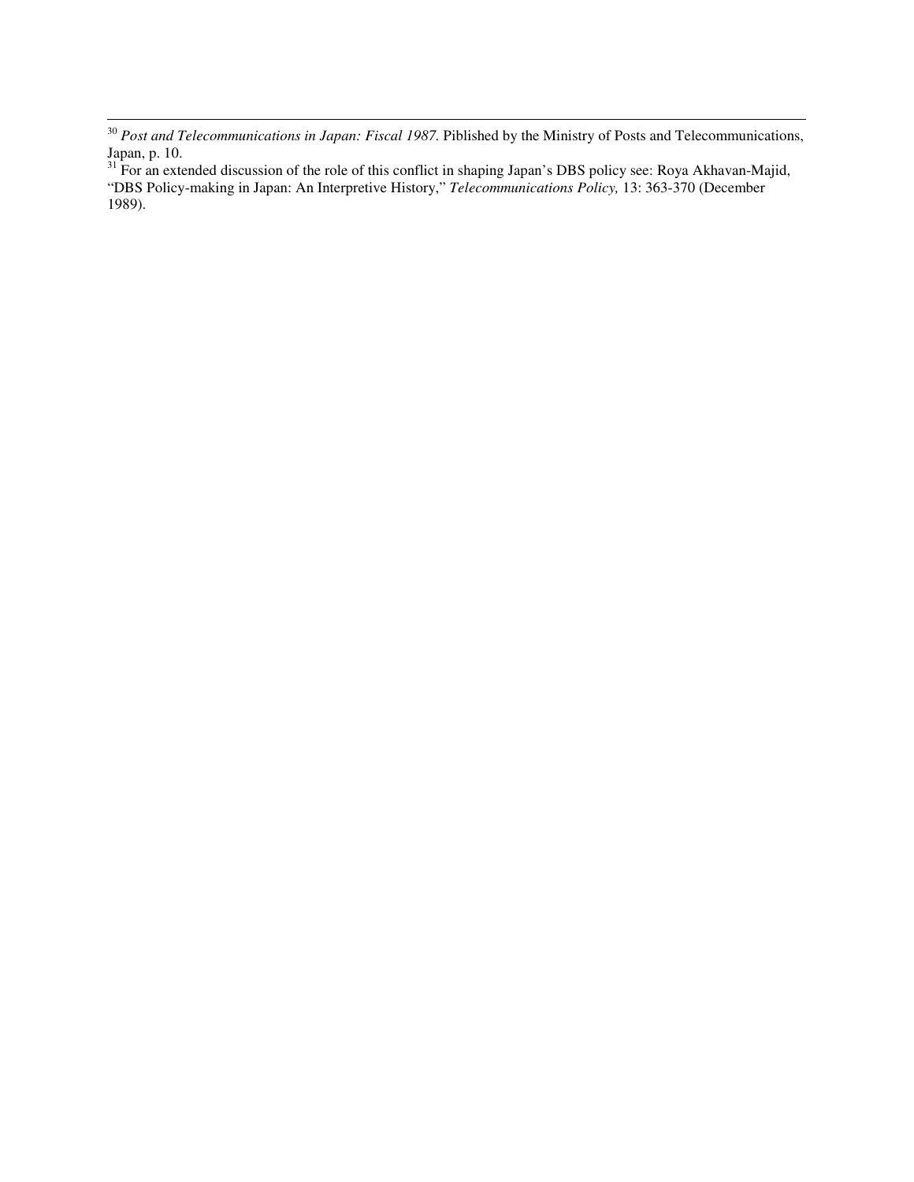[30] *Post and Telecommunications in Japan: Fiscal 1987.* Piblished by the Ministry of Posts and Telecommunications, Japan, p. 10.

[31] For an extended discussion of the role of this conflict in shaping Japan's DBS policy see: Roya Akhavan-Majid, "DBS Policy-making in Japan: An Interpretive History," *Telecommunications Policy,* 13: 363-370 (December 1989).